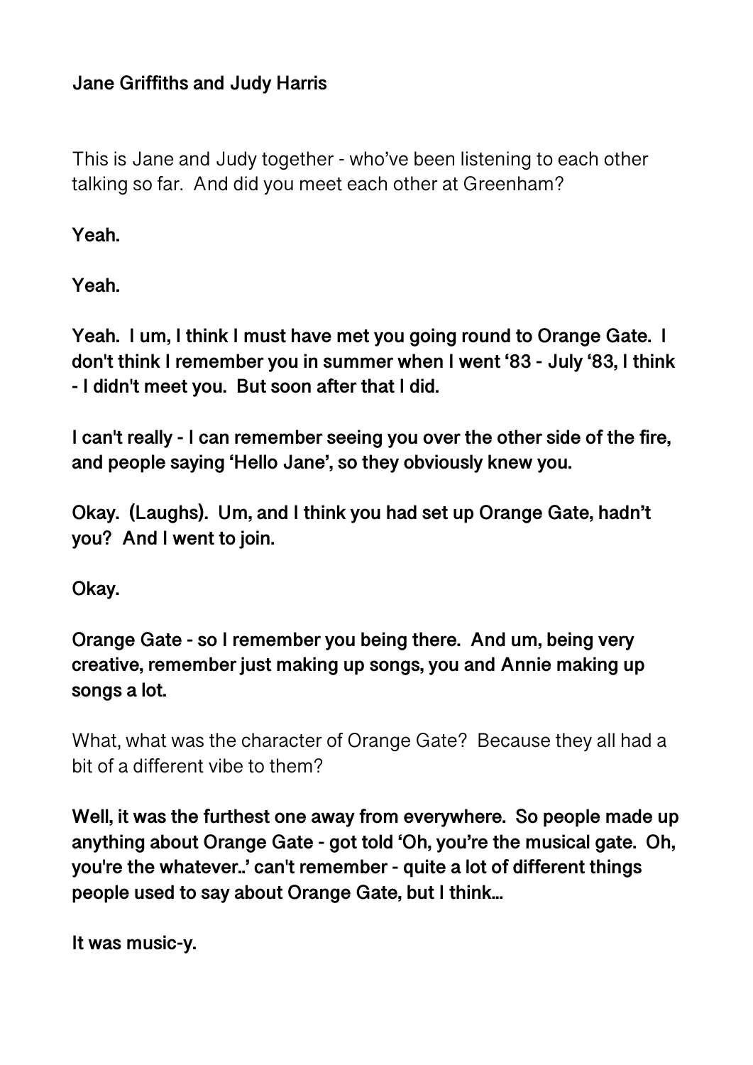**Jane Griffiths and Judy Harris**

This is Jane and Judy together - who've been listening to each other talking so far. And did you meet each other at Greenham?

**Yeah.**

**Yeah.**

**Yeah. I um, I think I must have met you going round to Orange Gate. I don't think I remember you in summer when I went '83 - July '83, I think - I didn't meet you. But soon after that I did.**

**I can't really - I can remember seeing you over the other side of the fire, and people saying 'Hello Jane', so they obviously knew you.**

**Okay. (Laughs). Um, and I think you had set up Orange Gate, hadn't you? And I went to join.**

**Okay.**

**Orange Gate - so I remember you being there. And um, being very creative, remember just making up songs, you and Annie making up songs a lot.**

What, what was the character of Orange Gate? Because they all had a bit of a different vibe to them?

**Well, it was the furthest one away from everywhere. So people made up anything about Orange Gate - got told 'Oh, you're the musical gate. Oh, you're the whatever..' can't remember - quite a lot of different things people used to say about Orange Gate, but I think...**

**It was music-y.**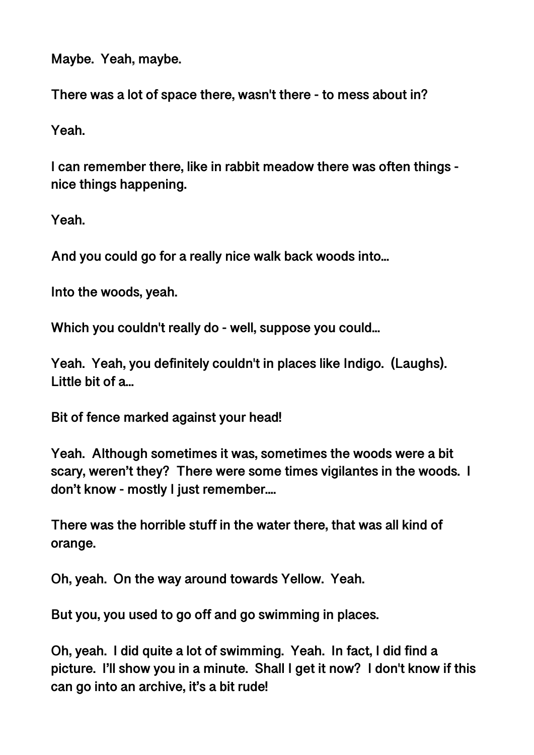**Maybe. Yeah, maybe.**

**There was a lot of space there, wasn't there - to mess about in?**

**Yeah.**

**I can remember there, like in rabbit meadow there was often things - nice things happening.**

**Yeah.**

**And you could go for a really nice walk back woods into…**

**Into the woods, yeah.**

**Which you couldn't really do - well, suppose you could…**

**Yeah. Yeah, you definitely couldn't in places like Indigo. (Laughs). Little bit of a…**

**Bit of fence marked against your head!**

**Yeah. Although sometimes it was, sometimes the woods were a bit scary, weren't they? There were some times vigilantes in the woods. I don't know - mostly I just remember….**

**There was the horrible stuff in the water there, that was all kind of orange.**

**Oh, yeah. On the way around towards Yellow. Yeah.**

**But you, you used to go off and go swimming in places.**

**Oh, yeah. I did quite a lot of swimming. Yeah. In fact, I did find a picture. I'll show you in a minute. Shall I get it now? I don't know if this can go into an archive, it's a bit rude!**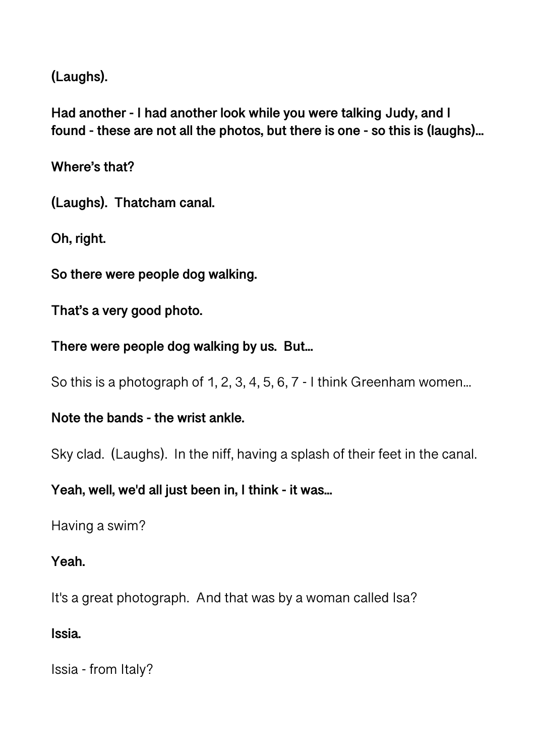**(Laughs).**

**Had another - I had another look while you were talking Judy, and I found - these are not all the photos, but there is one - so this is (laughs)...**

**Where's that?**

**(Laughs). Thatcham canal.**

**Oh, right.**

**So there were people dog walking.**

**That's a very good photo.**

**There were people dog walking by us. But...**

So this is a photograph of 1, 2, 3, 4, 5, 6, 7 - I think Greenham women...

**Note the bands - the wrist ankle.**

Sky clad. (Laughs). In the niff, having a splash of their feet in the canal.

**Yeah, well, we'd all just been in, I think - it was...**

Having a swim?

**Yeah.**

It's a great photograph. And that was by a woman called Isa?

**Issia.**

Issia - from Italy?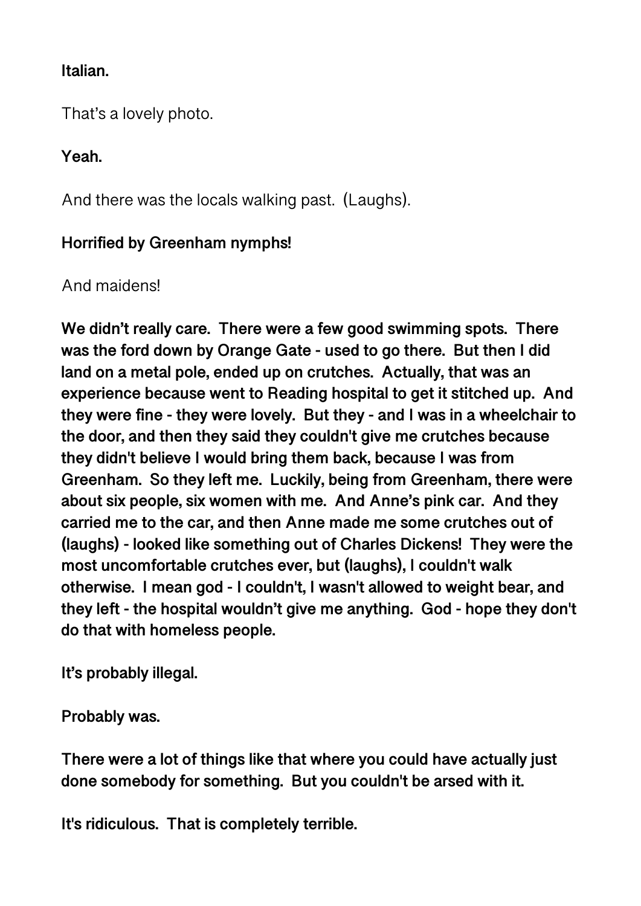**Italian.**

That's a lovely photo.

**Yeah.**

And there was the locals walking past. (Laughs).

**Horrified by Greenham nymphs!**

And maidens!

**We didn't really care. There were a few good swimming spots. There was the ford down by Orange Gate - used to go there. But then I did land on a metal pole, ended up on crutches. Actually, that was an experience because went to Reading hospital to get it stitched up. And they were fine - they were lovely. But they - and I was in a wheelchair to the door, and then they said they couldn't give me crutches because they didn't believe I would bring them back, because I was from Greenham. So they left me. Luckily, being from Greenham, there were about six people, six women with me. And Anne's pink car. And they carried me to the car, and then Anne made me some crutches out of (laughs) - looked like something out of Charles Dickens! They were the most uncomfortable crutches ever, but (laughs), I couldn't walk otherwise. I mean god - I couldn't, I wasn't allowed to weight bear, and they left - the hospital wouldn't give me anything. God - hope they don't do that with homeless people.**

**It's probably illegal.**

**Probably was.**

**There were a lot of things like that where you could have actually just done somebody for something. But you couldn't be arsed with it.**

**It's ridiculous. That is completely terrible.**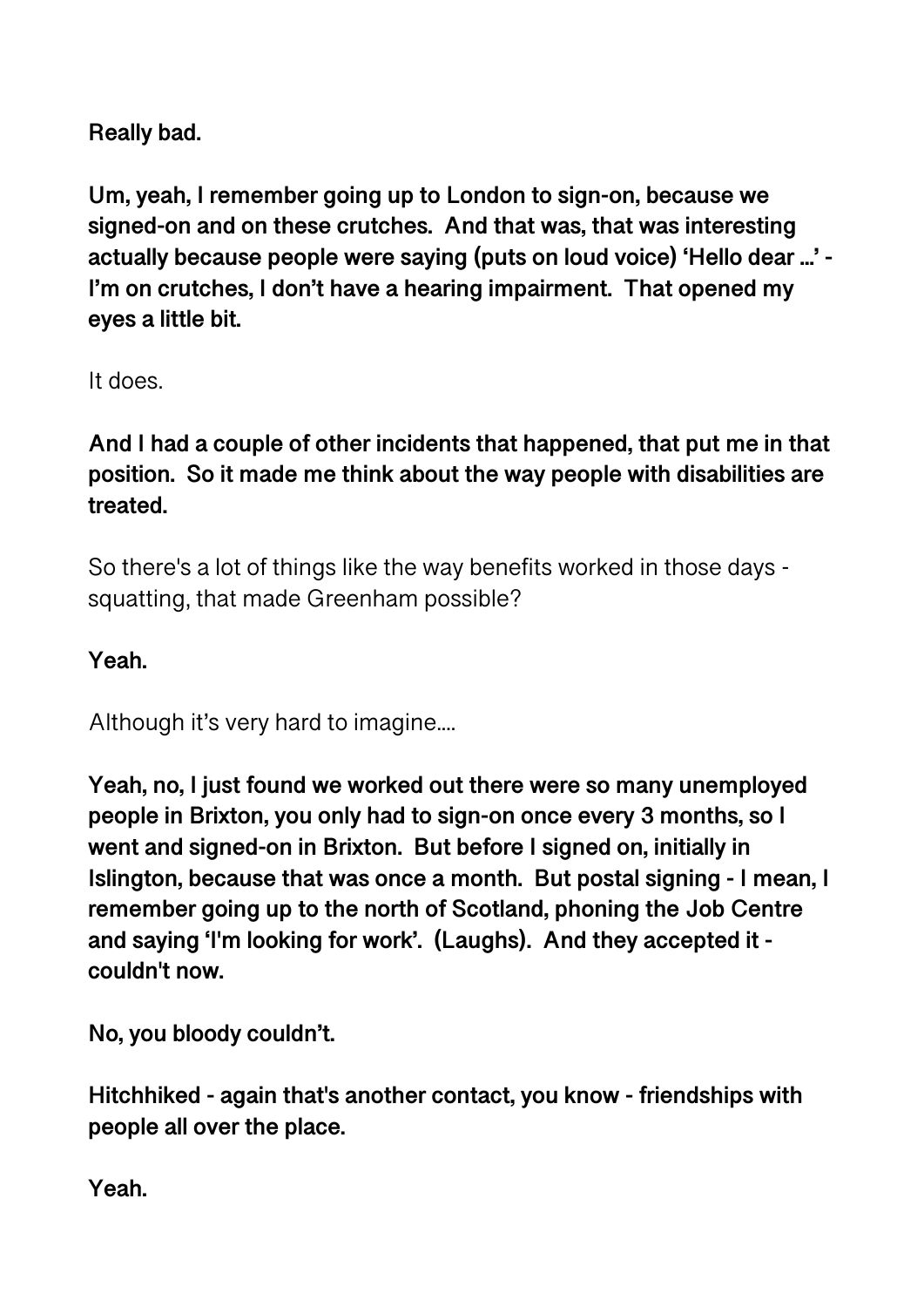**Really bad.**

**Um, yeah, I remember going up to London to sign-on, because we signed-on and on these crutches. And that was, that was interesting actually because people were saying (puts on loud voice) 'Hello dear ...' - I'm on crutches, I don't have a hearing impairment. That opened my eyes a little bit.**

It does.

**And I had a couple of other incidents that happened, that put me in that position. So it made me think about the way people with disabilities are treated.**

So there's a lot of things like the way benefits worked in those days - squatting, that made Greenham possible?

**Yeah.**

Although it's very hard to imagine....

**Yeah, no, I just found we worked out there were so many unemployed people in Brixton, you only had to sign-on once every 3 months, so I went and signed-on in Brixton. But before I signed on, initially in Islington, because that was once a month. But postal signing - I mean, I remember going up to the north of Scotland, phoning the Job Centre and saying 'I'm looking for work'. (Laughs). And they accepted it - couldn't now.**

**No, you bloody couldn't.**

**Hitchhiked - again that's another contact, you know - friendships with people all over the place.**

**Yeah.**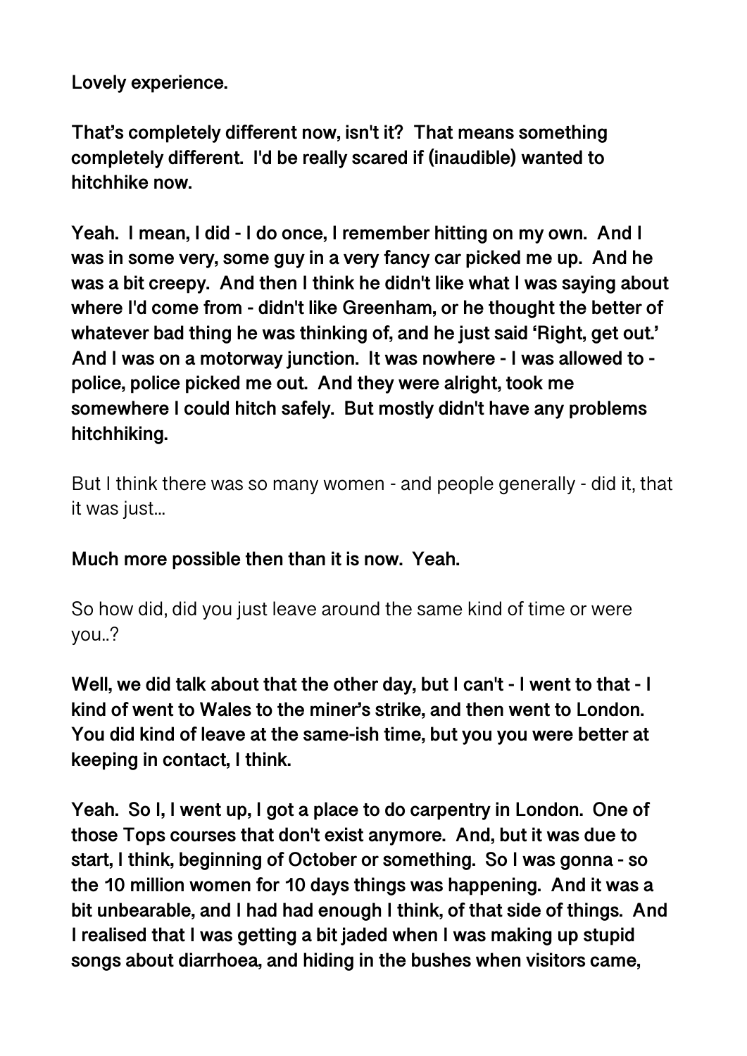**Lovely experience.**

**That's completely different now, isn't it? That means something completely different. I'd be really scared if (inaudible) wanted to hitchhike now.**

**Yeah. I mean, I did - I do once, I remember hitting on my own. And I was in some very, some guy in a very fancy car picked me up. And he was a bit creepy. And then I think he didn't like what I was saying about where I'd come from - didn't like Greenham, or he thought the better of whatever bad thing he was thinking of, and he just said 'Right, get out.' And I was on a motorway junction. It was nowhere - I was allowed to - police, police picked me out. And they were alright, took me somewhere I could hitch safely. But mostly didn't have any problems hitchhiking.**

But I think there was so many women - and people generally - did it, that it was just...

**Much more possible then than it is now. Yeah.**

So how did, did you just leave around the same kind of time or were you..?

**Well, we did talk about that the other day, but I can't - I went to that - I kind of went to Wales to the miner's strike, and then went to London. You did kind of leave at the same-ish time, but you you were better at keeping in contact, I think.**

**Yeah. So I, I went up, I got a place to do carpentry in London. One of those Tops courses that don't exist anymore. And, but it was due to start, I think, beginning of October or something. So I was gonna - so the 10 million women for 10 days things was happening. And it was a bit unbearable, and I had had enough I think, of that side of things. And I realised that I was getting a bit jaded when I was making up stupid songs about diarrhoea, and hiding in the bushes when visitors came,**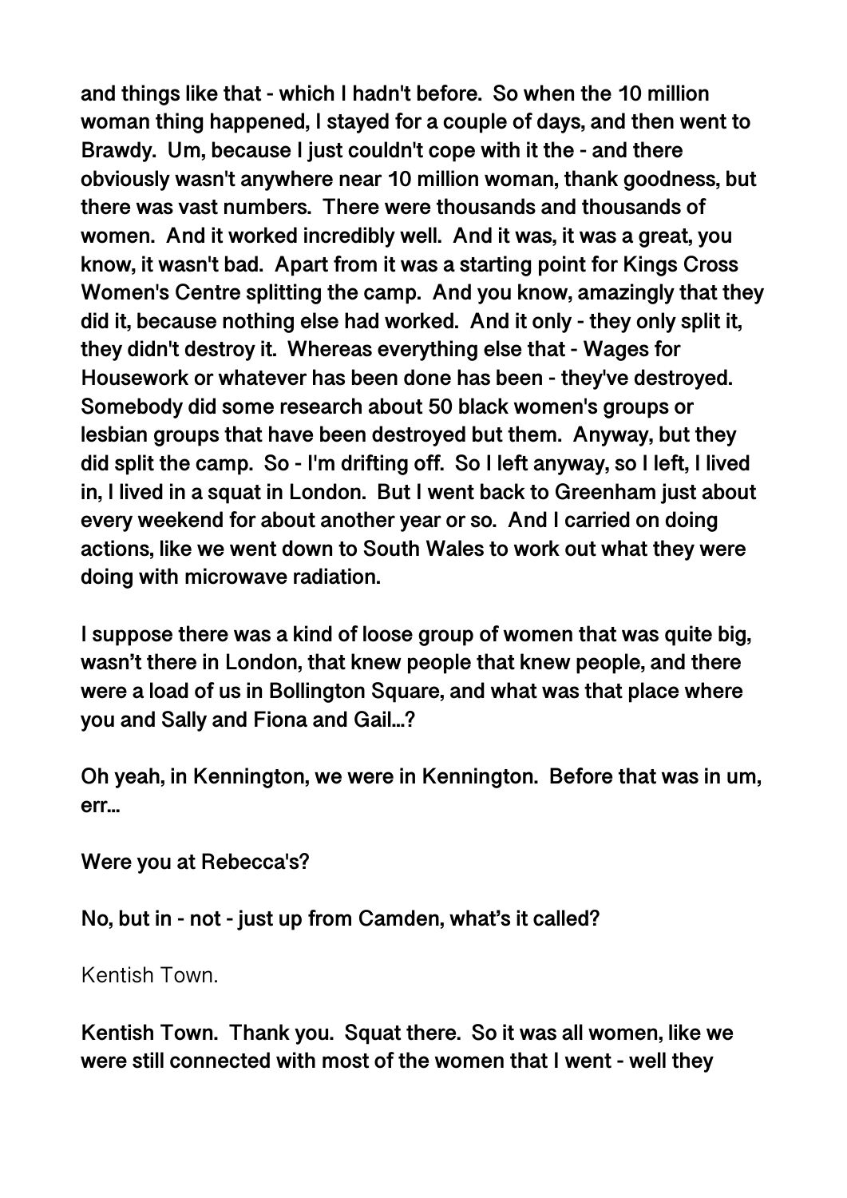**and things like that - which I hadn't before. So when the 10 million woman thing happened, I stayed for a couple of days, and then went to Brawdy. Um, because I just couldn't cope with it the - and there obviously wasn't anywhere near 10 million woman, thank goodness, but there was vast numbers. There were thousands and thousands of women. And it worked incredibly well. And it was, it was a great, you know, it wasn't bad. Apart from it was a starting point for Kings Cross Women's Centre splitting the camp. And you know, amazingly that they did it, because nothing else had worked. And it only - they only split it, they didn't destroy it. Whereas everything else that - Wages for Housework or whatever has been done has been - they've destroyed. Somebody did some research about 50 black women's groups or lesbian groups that have been destroyed but them. Anyway, but they did split the camp. So - I'm drifting off. So I left anyway, so I left, I lived in, I lived in a squat in London. But I went back to Greenham just about every weekend for about another year or so. And I carried on doing actions, like we went down to South Wales to work out what they were doing with microwave radiation.**

**I suppose there was a kind of loose group of women that was quite big, wasn't there in London, that knew people that knew people, and there were a load of us in Bollington Square, and what was that place where you and Sally and Fiona and Gail...?**

**Oh yeah, in Kennington, we were in Kennington. Before that was in um, err...**

**Were you at Rebecca's?**

**No, but in - not - just up from Camden, what's it called?**

Kentish Town.

**Kentish Town. Thank you. Squat there. So it was all women, like we were still connected with most of the women that I went - well they**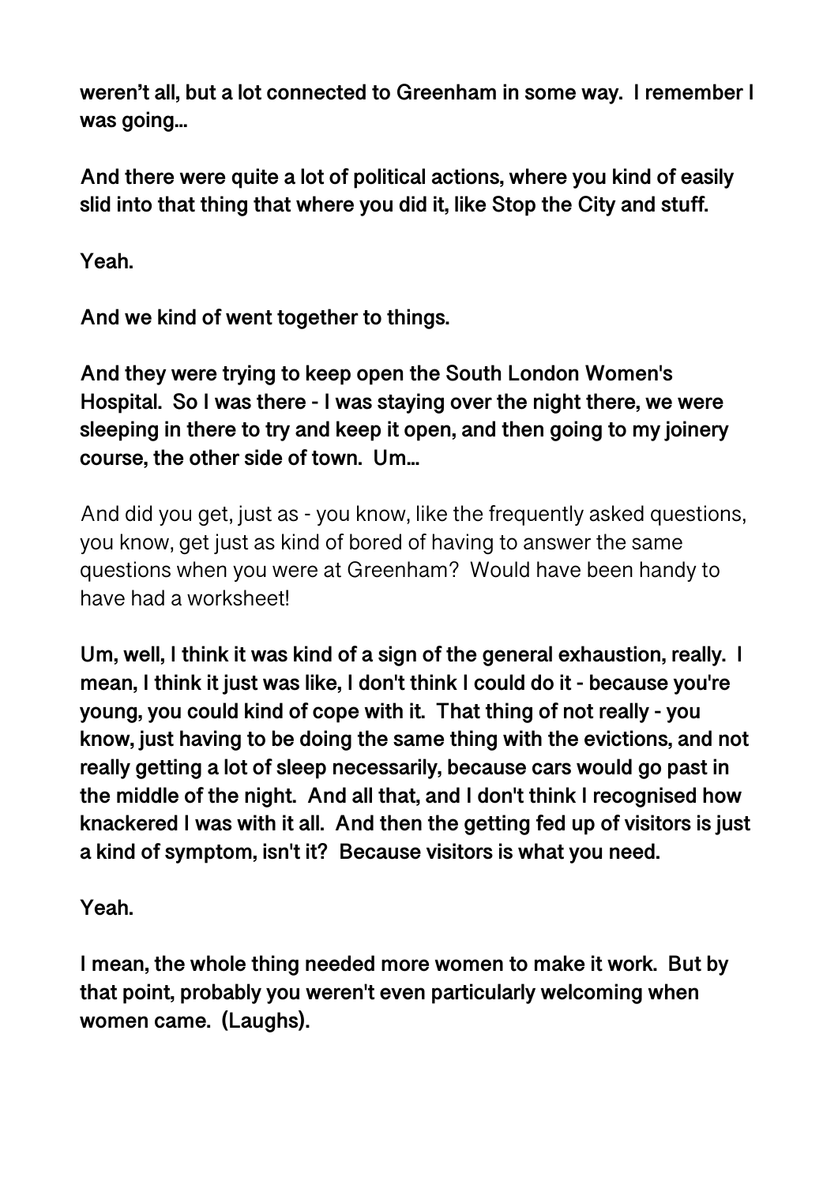**weren't all, but a lot connected to Greenham in some way. I remember I was going…**

**And there were quite a lot of political actions, where you kind of easily slid into that thing that where you did it, like Stop the City and stuff.**

**Yeah.**

**And we kind of went together to things.**

**And they were trying to keep open the South London Women's Hospital. So I was there - I was staying over the night there, we were sleeping in there to try and keep it open, and then going to my joinery course, the other side of town. Um…**

And did you get, just as - you know, like the frequently asked questions, you know, get just as kind of bored of having to answer the same questions when you were at Greenham? Would have been handy to have had a worksheet!

**Um, well, I think it was kind of a sign of the general exhaustion, really. I mean, I think it just was like, I don't think I could do it - because you're young, you could kind of cope with it. That thing of not really - you know, just having to be doing the same thing with the evictions, and not really getting a lot of sleep necessarily, because cars would go past in the middle of the night. And all that, and I don't think I recognised how knackered I was with it all. And then the getting fed up of visitors is just a kind of symptom, isn't it? Because visitors is what you need.**

**Yeah.**

**I mean, the whole thing needed more women to make it work. But by that point, probably you weren't even particularly welcoming when women came. (Laughs).**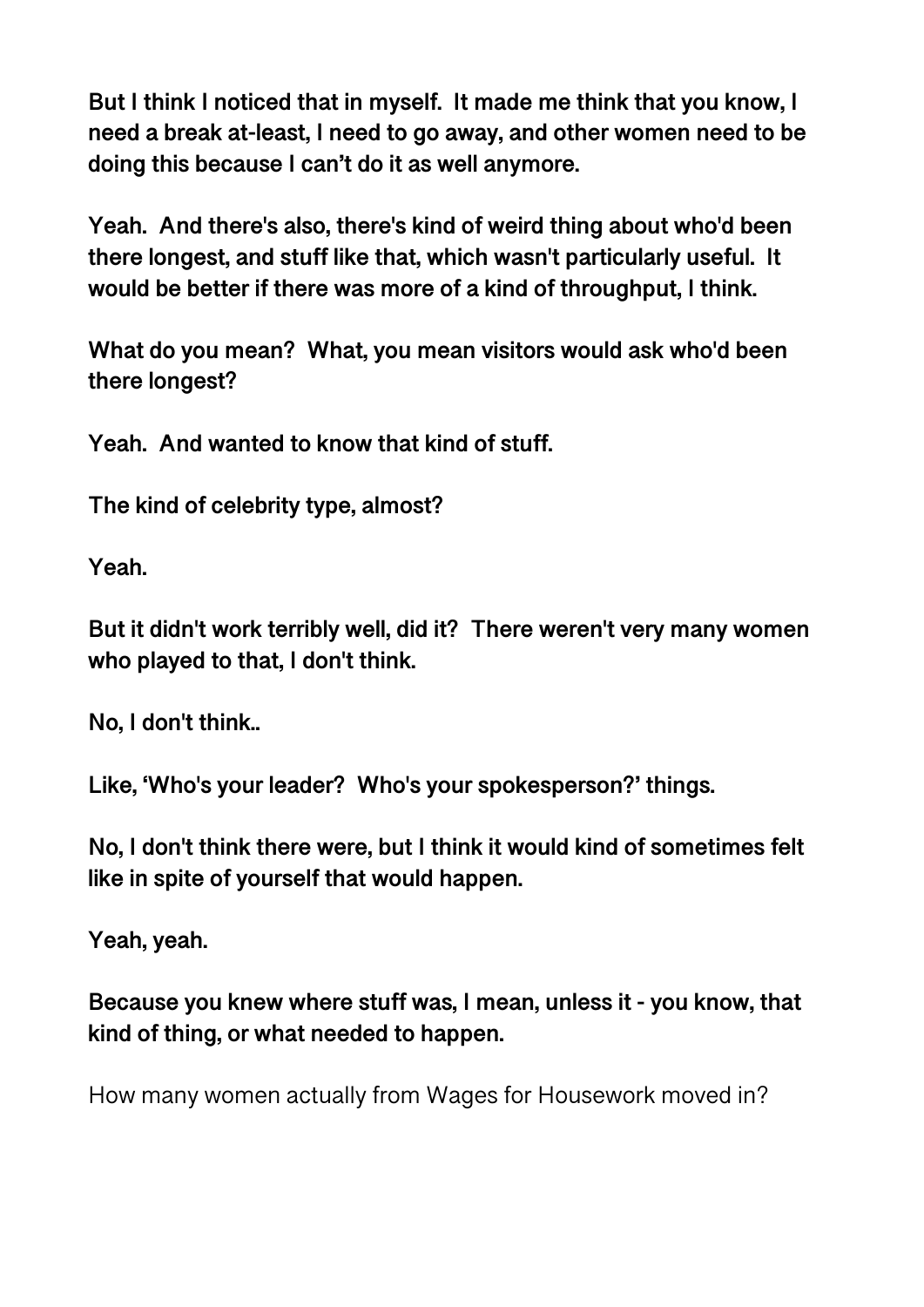**But I think I noticed that in myself. It made me think that you know, I need a break at-least, I need to go away, and other women need to be doing this because I can't do it as well anymore.**

**Yeah. And there's also, there's kind of weird thing about who'd been there longest, and stuff like that, which wasn't particularly useful. It would be better if there was more of a kind of throughput, I think.**

**What do you mean? What, you mean visitors would ask who'd been there longest?**

**Yeah. And wanted to know that kind of stuff.**

**The kind of celebrity type, almost?**

**Yeah.**

**But it didn't work terribly well, did it? There weren't very many women who played to that, I don't think.**

**No, I don't think..**

**Like, 'Who's your leader? Who's your spokesperson?' things.**

**No, I don't think there were, but I think it would kind of sometimes felt like in spite of yourself that would happen.**

**Yeah, yeah.**

**Because you knew where stuff was, I mean, unless it - you know, that kind of thing, or what needed to happen.**

How many women actually from Wages for Housework moved in?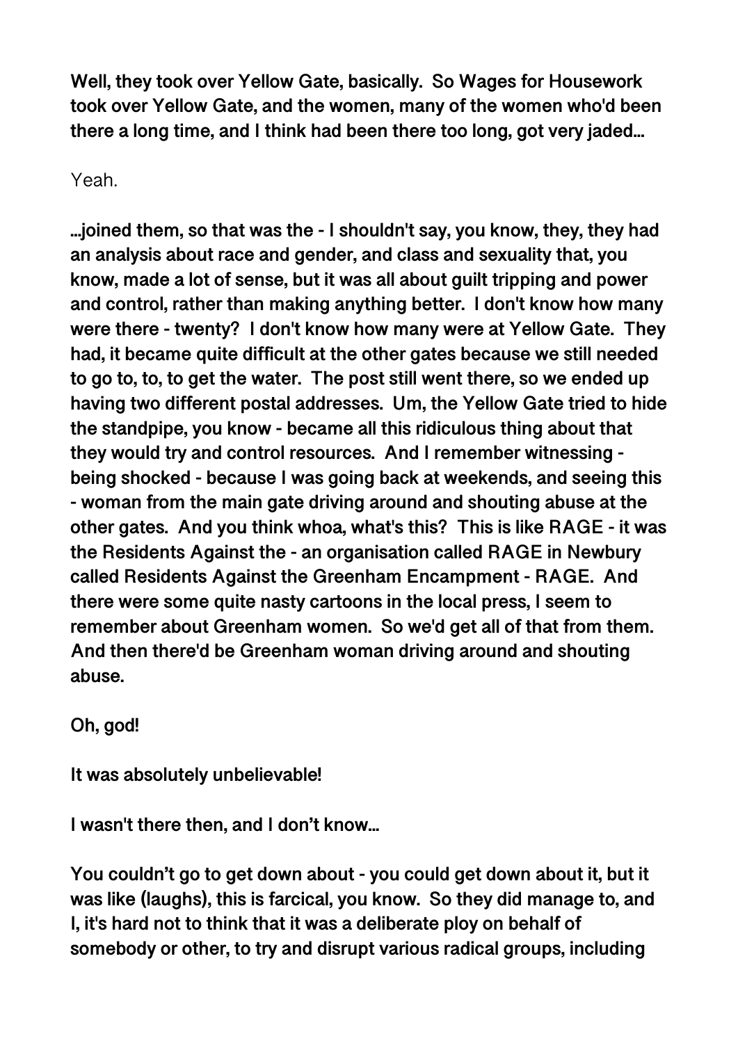**Well, they took over Yellow Gate, basically. So Wages for Housework took over Yellow Gate, and the women, many of the women who'd been there a long time, and I think had been there too long, got very jaded...**

Yeah.

**...joined them, so that was the - I shouldn't say, you know, they, they had an analysis about race and gender, and class and sexuality that, you know, made a lot of sense, but it was all about guilt tripping and power and control, rather than making anything better. I don't know how many were there - twenty? I don't know how many were at Yellow Gate. They had, it became quite difficult at the other gates because we still needed to go to, to, to get the water. The post still went there, so we ended up having two different postal addresses. Um, the Yellow Gate tried to hide the standpipe, you know - became all this ridiculous thing about that they would try and control resources. And I remember witnessing - being shocked - because I was going back at weekends, and seeing this - woman from the main gate driving around and shouting abuse at the other gates. And you think whoa, what's this? This is like RAGE - it was the Residents Against the - an organisation called RAGE in Newbury called Residents Against the Greenham Encampment - RAGE. And there were some quite nasty cartoons in the local press, I seem to remember about Greenham women. So we'd get all of that from them. And then there'd be Greenham woman driving around and shouting abuse.**

**Oh, god!**

**It was absolutely unbelievable!**

**I wasn't there then, and I don't know...**

**You couldn't go to get down about - you could get down about it, but it was like (laughs), this is farcical, you know. So they did manage to, and I, it's hard not to think that it was a deliberate ploy on behalf of somebody or other, to try and disrupt various radical groups, including**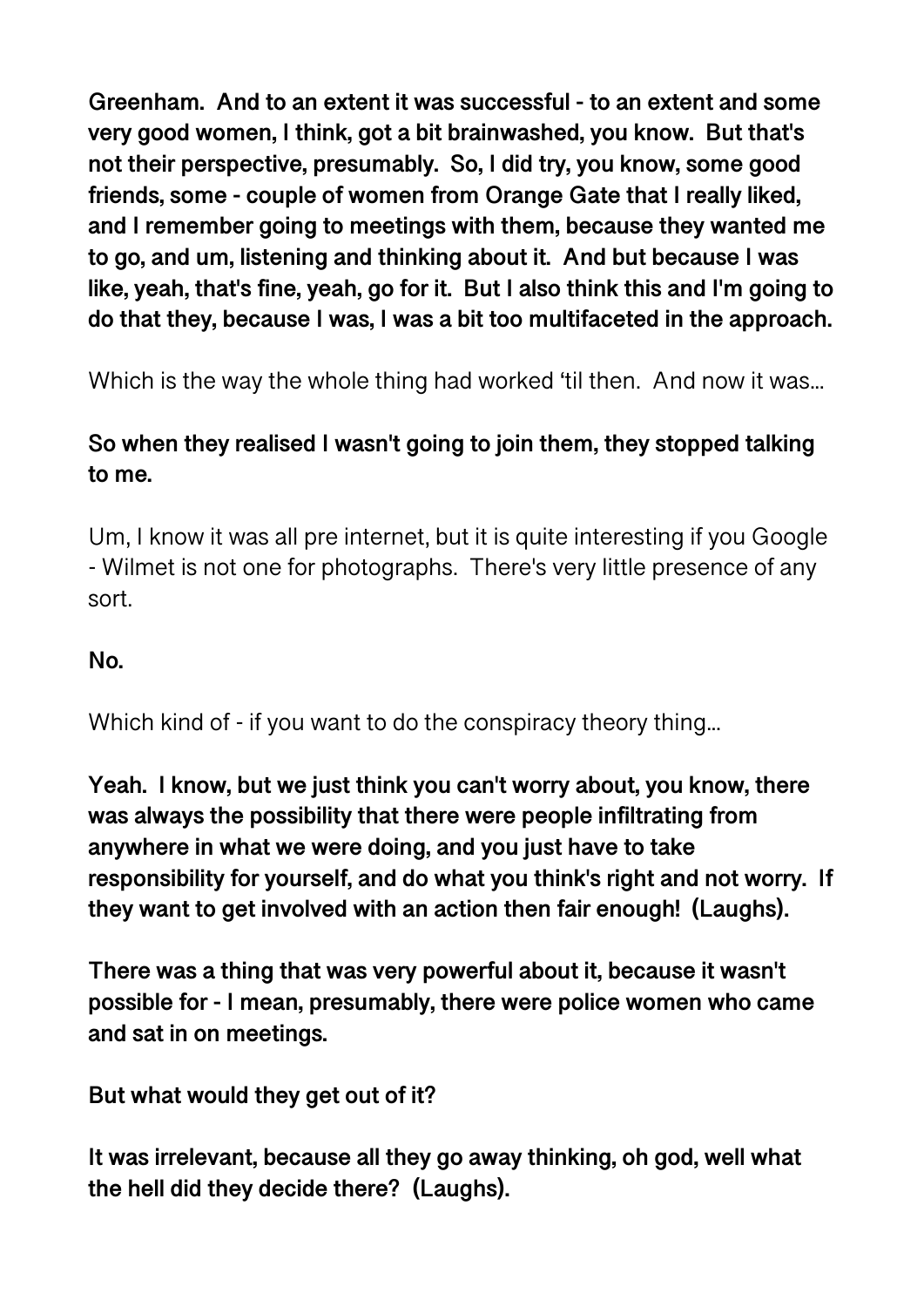**Greenham. And to an extent it was successful - to an extent and some very good women, I think, got a bit brainwashed, you know. But that's not their perspective, presumably. So, I did try, you know, some good friends, some - couple of women from Orange Gate that I really liked, and I remember going to meetings with them, because they wanted me to go, and um, listening and thinking about it. And but because I was like, yeah, that's fine, yeah, go for it. But I also think this and I'm going to do that they, because I was, I was a bit too multifaceted in the approach.**

Which is the way the whole thing had worked 'til then. And now it was...

**So when they realised I wasn't going to join them, they stopped talking to me.**

Um, I know it was all pre internet, but it is quite interesting if you Google - Wilmet is not one for photographs. There's very little presence of any sort.

**No.**

Which kind of - if you want to do the conspiracy theory thing...

**Yeah. I know, but we just think you can't worry about, you know, there was always the possibility that there were people infiltrating from anywhere in what we were doing, and you just have to take responsibility for yourself, and do what you think's right and not worry. If they want to get involved with an action then fair enough! (Laughs).**

**There was a thing that was very powerful about it, because it wasn't possible for - I mean, presumably, there were police women who came and sat in on meetings.**

**But what would they get out of it?**

**It was irrelevant, because all they go away thinking, oh god, well what the hell did they decide there? (Laughs).**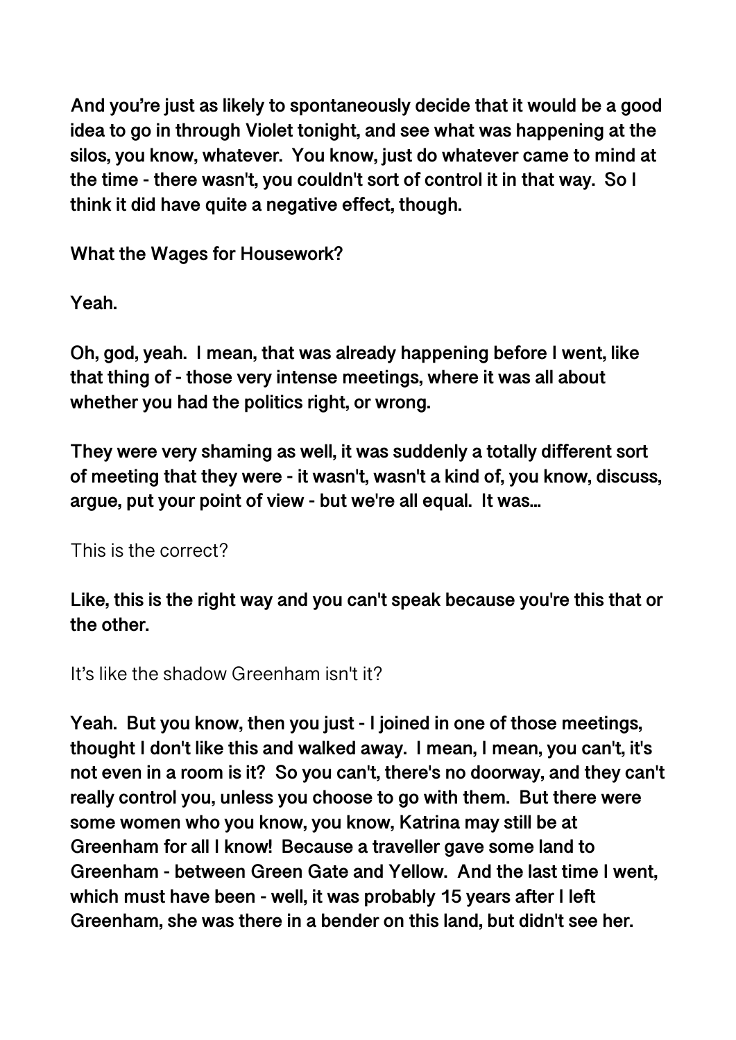**And you're just as likely to spontaneously decide that it would be a good idea to go in through Violet tonight, and see what was happening at the silos, you know, whatever. You know, just do whatever came to mind at the time - there wasn't, you couldn't sort of control it in that way. So I think it did have quite a negative effect, though.**

**What the Wages for Housework?**

**Yeah.**

**Oh, god, yeah. I mean, that was already happening before I went, like that thing of - those very intense meetings, where it was all about whether you had the politics right, or wrong.**

**They were very shaming as well, it was suddenly a totally different sort of meeting that they were - it wasn't, wasn't a kind of, you know, discuss, argue, put your point of view - but we're all equal. It was...**

This is the correct?

**Like, this is the right way and you can't speak because you're this that or the other.**

It's like the shadow Greenham isn't it?

**Yeah. But you know, then you just - I joined in one of those meetings, thought I don't like this and walked away. I mean, I mean, you can't, it's not even in a room is it? So you can't, there's no doorway, and they can't really control you, unless you choose to go with them. But there were some women who you know, you know, Katrina may still be at Greenham for all I know! Because a traveller gave some land to Greenham - between Green Gate and Yellow. And the last time I went, which must have been - well, it was probably 15 years after I left Greenham, she was there in a bender on this land, but didn't see her.**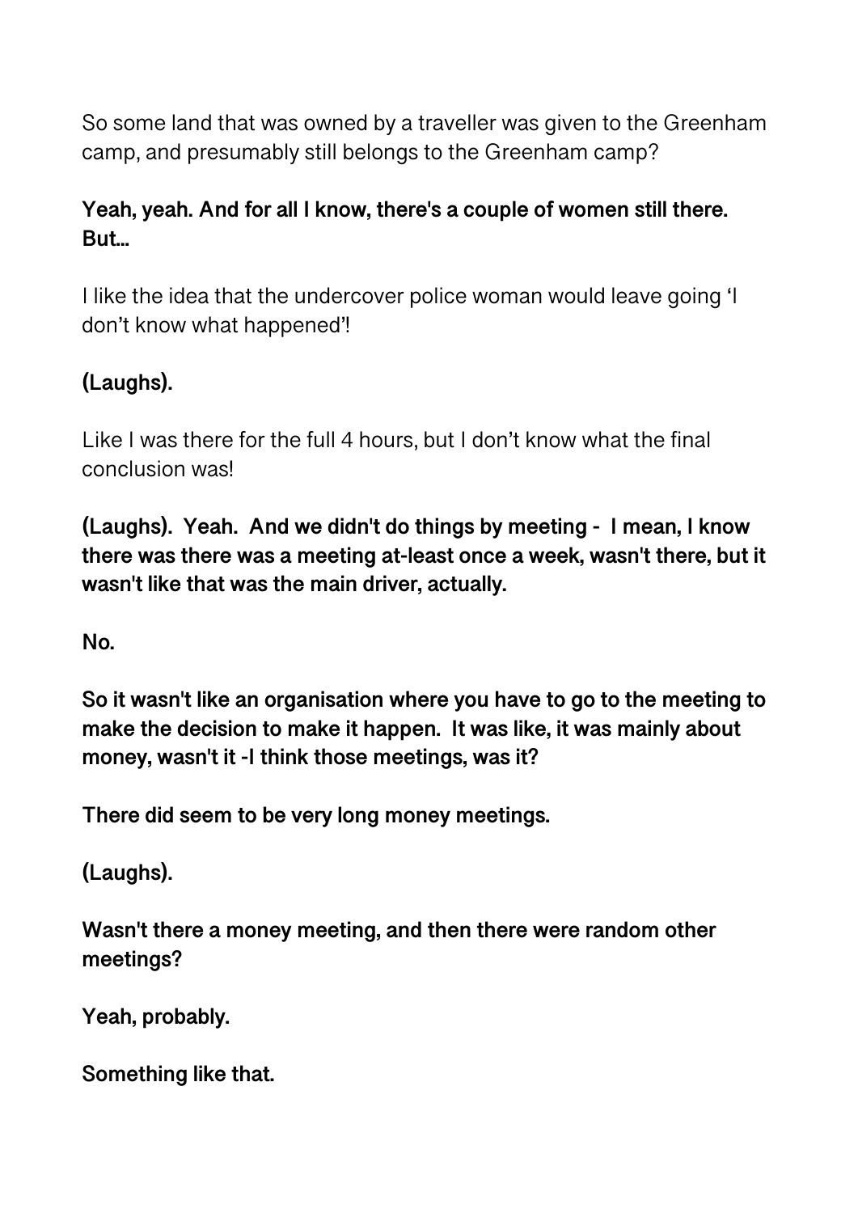So some land that was owned by a traveller was given to the Greenham camp, and presumably still belongs to the Greenham camp?

**Yeah, yeah. And for all I know, there's a couple of women still there. But...**

I like the idea that the undercover police woman would leave going 'I don't know what happened'!

**(Laughs).**

Like I was there for the full 4 hours, but I don't know what the final conclusion was!

**(Laughs). Yeah. And we didn't do things by meeting - I mean, I know there was there was a meeting at-least once a week, wasn't there, but it wasn't like that was the main driver, actually.**

**No.**

**So it wasn't like an organisation where you have to go to the meeting to make the decision to make it happen. It was like, it was mainly about money, wasn't it -I think those meetings, was it?**

**There did seem to be very long money meetings.**

**(Laughs).**

**Wasn't there a money meeting, and then there were random other meetings?**

**Yeah, probably.**

**Something like that.**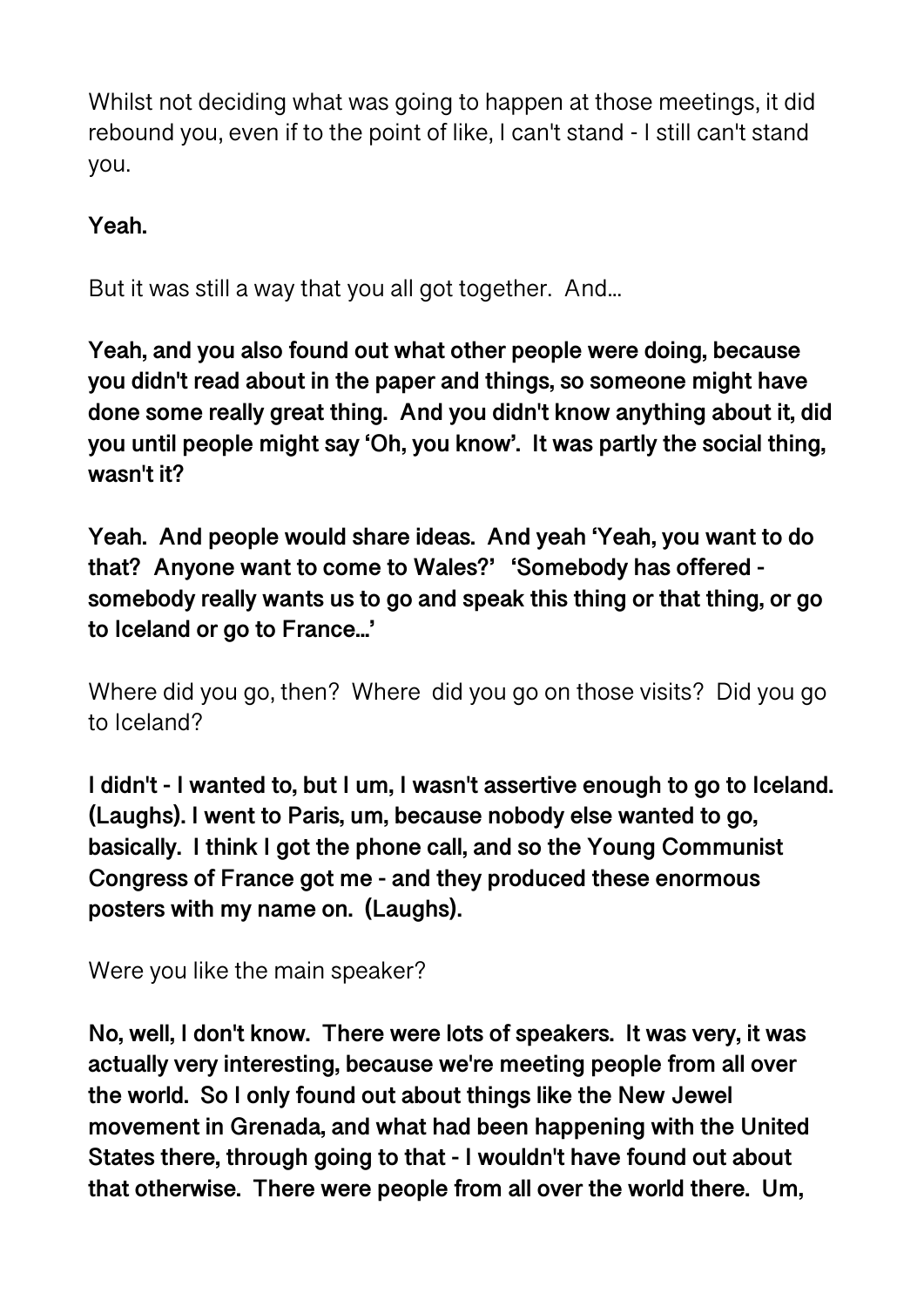Whilst not deciding what was going to happen at those meetings, it did rebound you, even if to the point of like, I can't stand - I still can't stand you.

**Yeah.**

But it was still a way that you all got together. And...

**Yeah, and you also found out what other people were doing, because you didn't read about in the paper and things, so someone might have done some really great thing. And you didn't know anything about it, did you until people might say 'Oh, you know'. It was partly the social thing, wasn't it?**

**Yeah. And people would share ideas. And yeah 'Yeah, you want to do that? Anyone want to come to Wales?' 'Somebody has offered - somebody really wants us to go and speak this thing or that thing, or go to Iceland or go to France...'**

Where did you go, then? Where did you go on those visits? Did you go to Iceland?

**I didn't - I wanted to, but I um, I wasn't assertive enough to go to Iceland. (Laughs). I went to Paris, um, because nobody else wanted to go, basically. I think I got the phone call, and so the Young Communist Congress of France got me - and they produced these enormous posters with my name on. (Laughs).**

Were you like the main speaker?

**No, well, I don't know. There were lots of speakers. It was very, it was actually very interesting, because we're meeting people from all over the world. So I only found out about things like the New Jewel movement in Grenada, and what had been happening with the United States there, through going to that - I wouldn't have found out about that otherwise. There were people from all over the world there. Um,**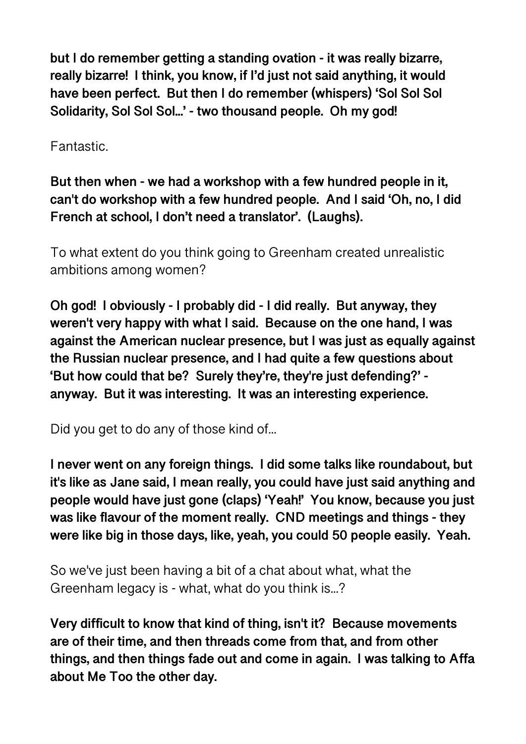**but I do remember getting a standing ovation - it was really bizarre, really bizarre! I think, you know, if I'd just not said anything, it would have been perfect. But then I do remember (whispers) 'Sol Sol Sol Solidarity, Sol Sol Sol…' - two thousand people. Oh my god!**

Fantastic.

**But then when - we had a workshop with a few hundred people in it, can't do workshop with a few hundred people. And I said 'Oh, no, I did French at school, I don't need a translator'. (Laughs).**

To what extent do you think going to Greenham created unrealistic ambitions among women?

**Oh god! I obviously - I probably did - I did really. But anyway, they weren't very happy with what I said. Because on the one hand, I was against the American nuclear presence, but I was just as equally against the Russian nuclear presence, and I had quite a few questions about 'But how could that be? Surely they're, they're just defending?' - anyway. But it was interesting. It was an interesting experience.**

Did you get to do any of those kind of…

**I never went on any foreign things. I did some talks like roundabout, but it's like as Jane said, I mean really, you could have just said anything and people would have just gone (claps) 'Yeah!' You know, because you just was like flavour of the moment really. CND meetings and things - they were like big in those days, like, yeah, you could 50 people easily. Yeah.**

So we've just been having a bit of a chat about what, what the Greenham legacy is - what, what do you think is…?

**Very difficult to know that kind of thing, isn't it? Because movements are of their time, and then threads come from that, and from other things, and then things fade out and come in again. I was talking to Affa about Me Too the other day.**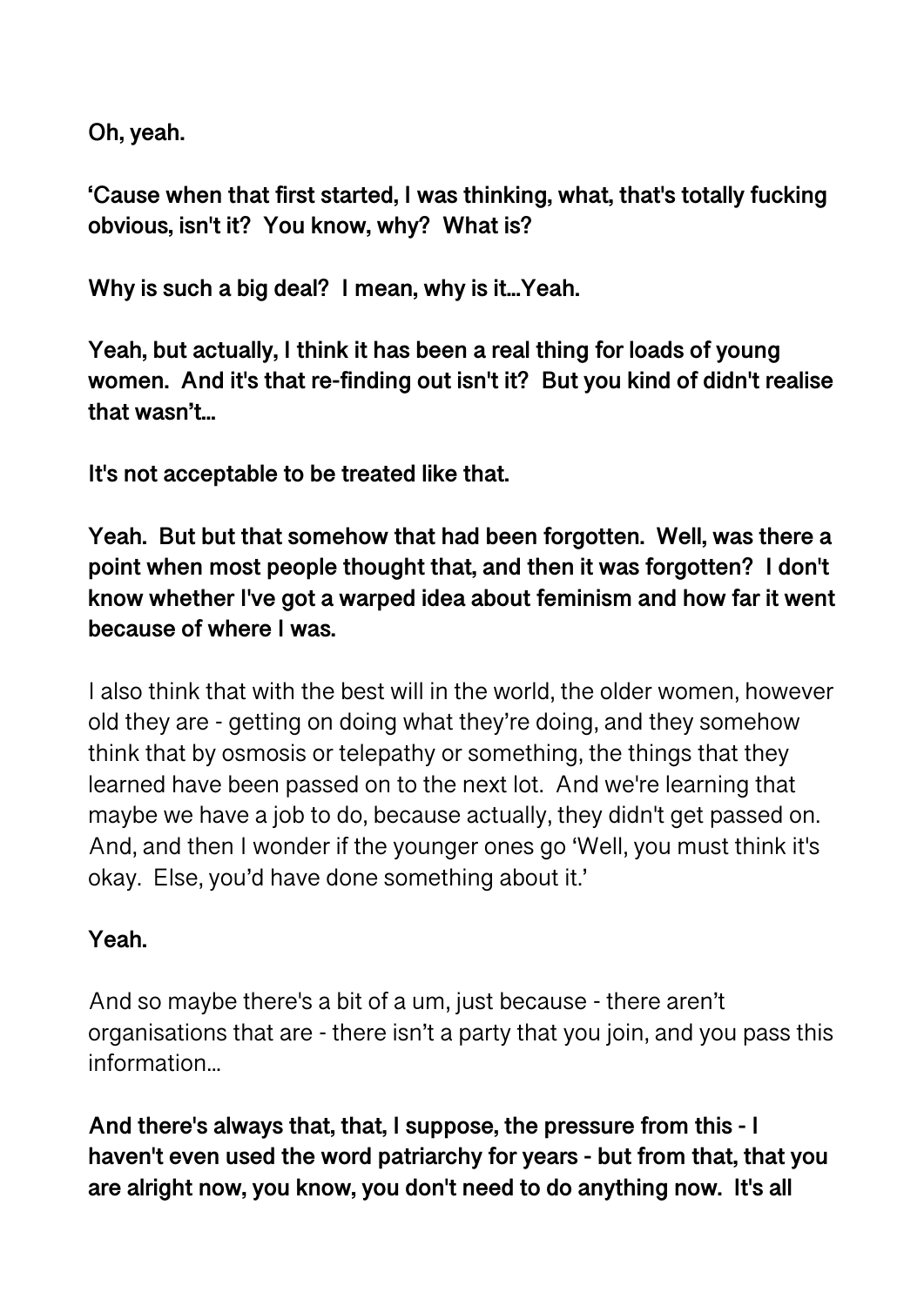**Oh, yeah.**

**'Cause when that first started, I was thinking, what, that's totally fucking obvious, isn't it? You know, why? What is?**

**Why is such a big deal? I mean, why is it...Yeah.**

**Yeah, but actually, I think it has been a real thing for loads of young women. And it's that re-finding out isn't it? But you kind of didn't realise that wasn't...**

**It's not acceptable to be treated like that.**

**Yeah. But but that somehow that had been forgotten. Well, was there a point when most people thought that, and then it was forgotten? I don't know whether I've got a warped idea about feminism and how far it went because of where I was.**

I also think that with the best will in the world, the older women, however old they are - getting on doing what they're doing, and they somehow think that by osmosis or telepathy or something, the things that they learned have been passed on to the next lot. And we're learning that maybe we have a job to do, because actually, they didn't get passed on. And, and then I wonder if the younger ones go 'Well, you must think it's okay. Else, you'd have done something about it.'

**Yeah.**

And so maybe there's a bit of a um, just because - there aren't organisations that are - there isn't a party that you join, and you pass this information...

**And there's always that, that, I suppose, the pressure from this - I haven't even used the word patriarchy for years - but from that, that you are alright now, you know, you don't need to do anything now. It's all**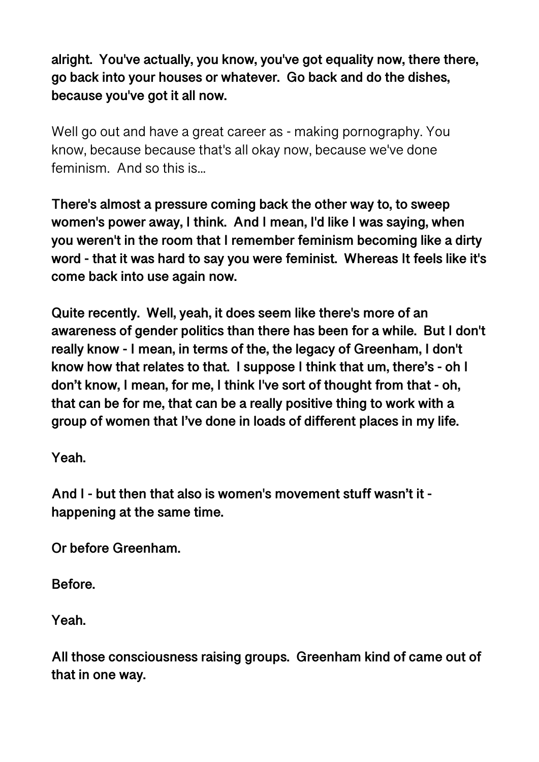**alright. You've actually, you know, you've got equality now, there there, go back into your houses or whatever. Go back and do the dishes, because you've got it all now.**

Well go out and have a great career as - making pornography. You know, because because that's all okay now, because we've done feminism. And so this is...

**There's almost a pressure coming back the other way to, to sweep women's power away, I think. And I mean, I'd like I was saying, when you weren't in the room that I remember feminism becoming like a dirty word - that it was hard to say you were feminist. Whereas It feels like it's come back into use again now.**

**Quite recently. Well, yeah, it does seem like there's more of an awareness of gender politics than there has been for a while. But I don't really know - I mean, in terms of the, the legacy of Greenham, I don't know how that relates to that. I suppose I think that um, there's - oh I don't know, I mean, for me, I think I've sort of thought from that - oh, that can be for me, that can be a really positive thing to work with a group of women that I've done in loads of different places in my life.**

**Yeah.**

**And I - but then that also is women's movement stuff wasn't it - happening at the same time.**

**Or before Greenham.**

**Before.**

**Yeah.**

**All those consciousness raising groups. Greenham kind of came out of that in one way.**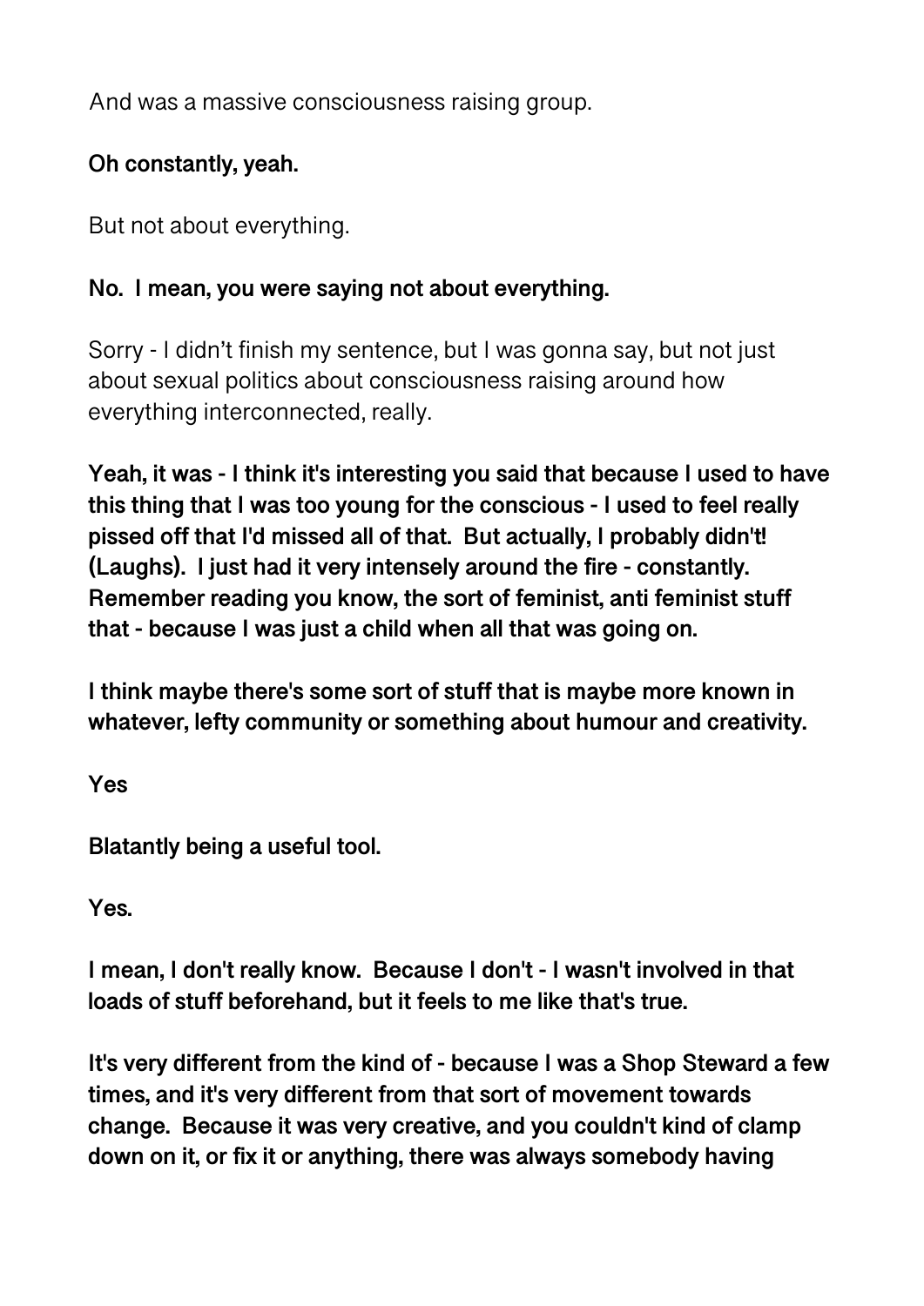And was a massive consciousness raising group.

**Oh constantly, yeah.**

But not about everything.

**No. I mean, you were saying not about everything.**

Sorry - I didn't finish my sentence, but I was gonna say, but not just about sexual politics about consciousness raising around how everything interconnected, really.

**Yeah, it was - I think it's interesting you said that because I used to have this thing that I was too young for the conscious - I used to feel really pissed off that I'd missed all of that. But actually, I probably didn't! (Laughs). I just had it very intensely around the fire - constantly. Remember reading you know, the sort of feminist, anti feminist stuff that - because I was just a child when all that was going on.**

**I think maybe there's some sort of stuff that is maybe more known in whatever, lefty community or something about humour and creativity.**

**Yes**

**Blatantly being a useful tool.**

**Yes.**

**I mean, I don't really know. Because I don't - I wasn't involved in that loads of stuff beforehand, but it feels to me like that's true.**

**It's very different from the kind of - because I was a Shop Steward a few times, and it's very different from that sort of movement towards change. Because it was very creative, and you couldn't kind of clamp down on it, or fix it or anything, there was always somebody having**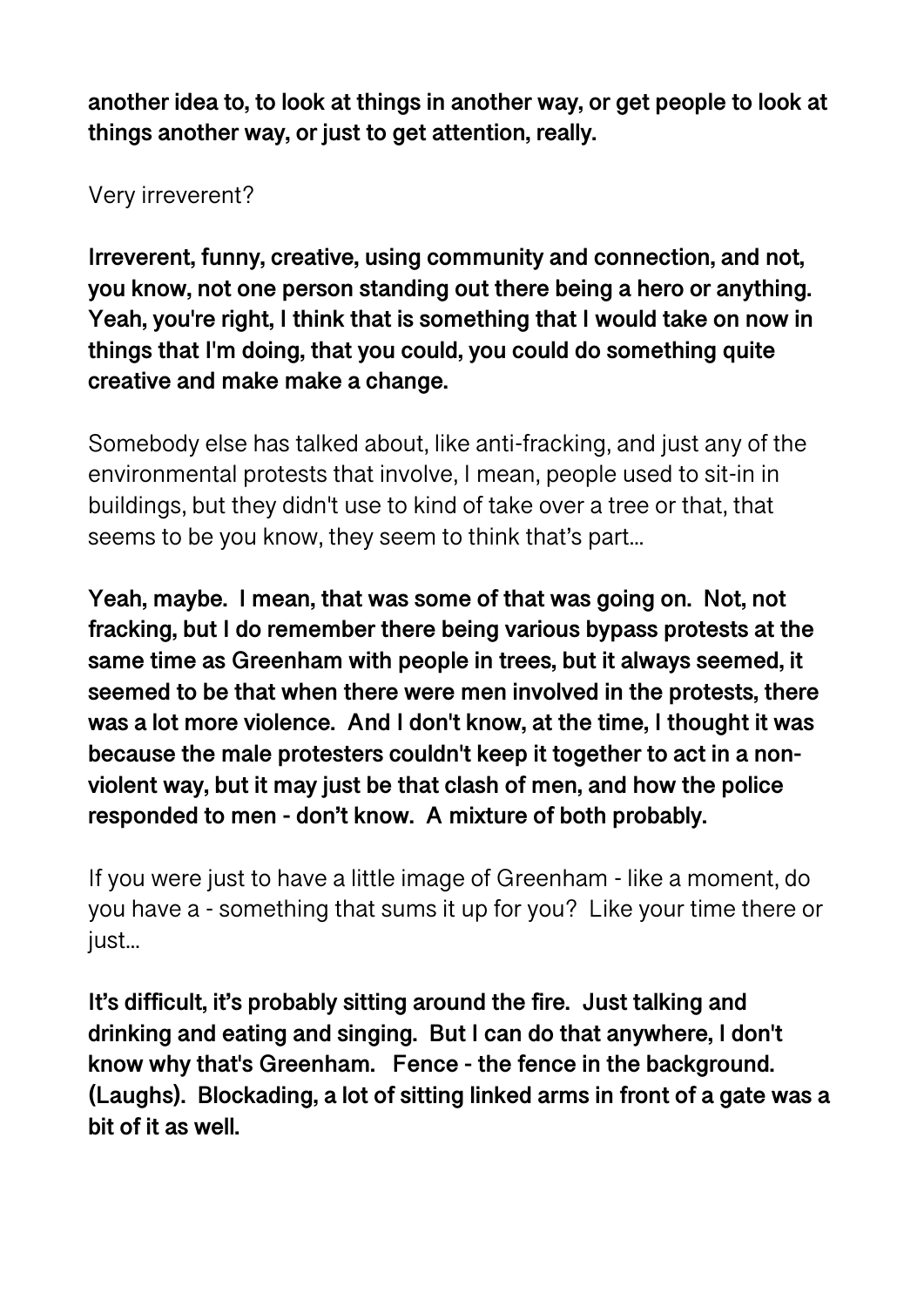**another idea to, to look at things in another way, or get people to look at things another way, or just to get attention, really.**

Very irreverent?

**Irreverent, funny, creative, using community and connection, and not, you know, not one person standing out there being a hero or anything. Yeah, you're right, I think that is something that I would take on now in things that I'm doing, that you could, you could do something quite creative and make make a change.**

Somebody else has talked about, like anti-fracking, and just any of the environmental protests that involve, I mean, people used to sit-in in buildings, but they didn't use to kind of take over a tree or that, that seems to be you know, they seem to think that's part…

**Yeah, maybe. I mean, that was some of that was going on. Not, not fracking, but I do remember there being various bypass protests at the same time as Greenham with people in trees, but it always seemed, it seemed to be that when there were men involved in the protests, there was a lot more violence. And I don't know, at the time, I thought it was because the male protesters couldn't keep it together to act in a non-violent way, but it may just be that clash of men, and how the police responded to men - don't know. A mixture of both probably.**

If you were just to have a little image of Greenham - like a moment, do you have a - something that sums it up for you? Like your time there or just…

**It's difficult, it's probably sitting around the fire. Just talking and drinking and eating and singing. But I can do that anywhere, I don't know why that's Greenham. Fence - the fence in the background. (Laughs). Blockading, a lot of sitting linked arms in front of a gate was a bit of it as well.**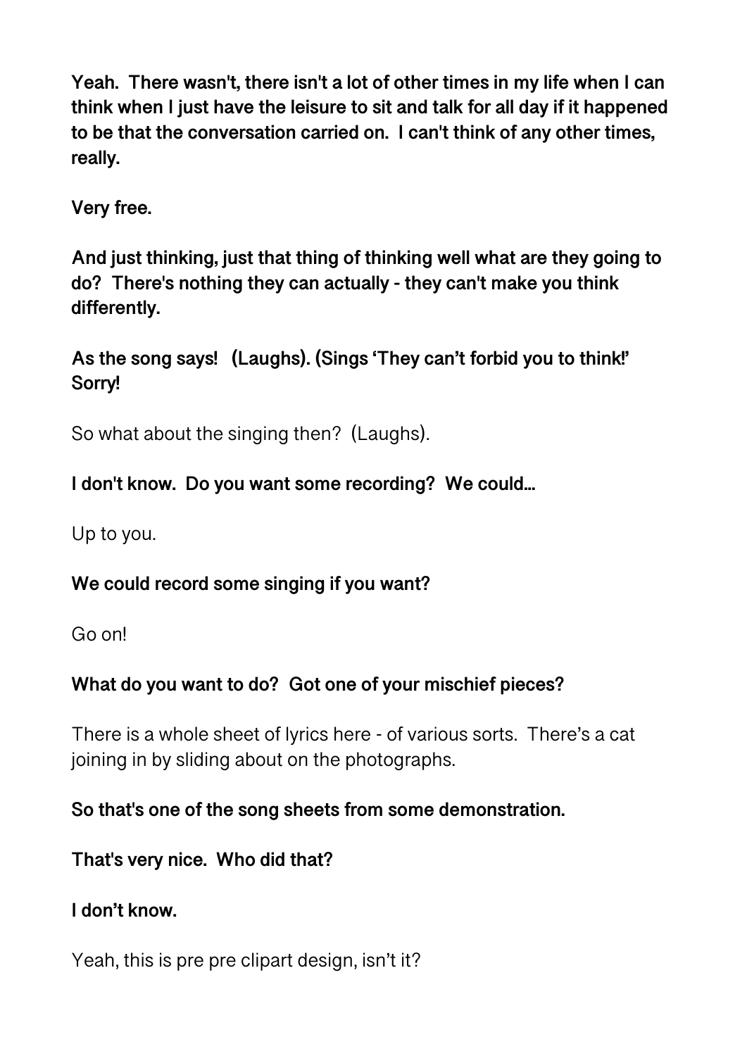**Yeah. There wasn't, there isn't a lot of other times in my life when I can think when I just have the leisure to sit and talk for all day if it happened to be that the conversation carried on. I can't think of any other times, really.**

**Very free.**

**And just thinking, just that thing of thinking well what are they going to do? There's nothing they can actually - they can't make you think differently.**

**As the song says! (Laughs). (Sings 'They can't forbid you to think!' Sorry!**

So what about the singing then? (Laughs).

**I don't know. Do you want some recording? We could...**

Up to you.

**We could record some singing if you want?**

Go on!

**What do you want to do? Got one of your mischief pieces?**

There is a whole sheet of lyrics here - of various sorts. There's a cat joining in by sliding about on the photographs.

**So that's one of the song sheets from some demonstration.**

**That's very nice. Who did that?**

**I don't know.**

Yeah, this is pre pre clipart design, isn't it?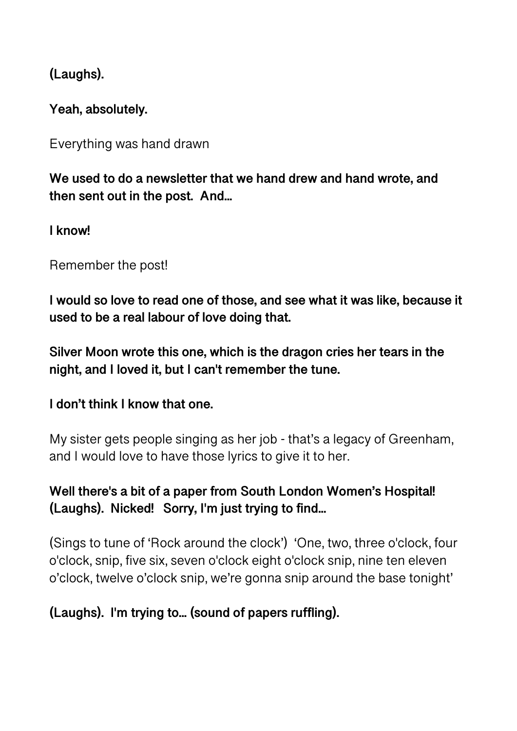**(Laughs).**

**Yeah, absolutely.**

Everything was hand drawn

**We used to do a newsletter that we hand drew and hand wrote, and then sent out in the post. And…**

**I know!**

Remember the post!

**I would so love to read one of those, and see what it was like, because it used to be a real labour of love doing that.**

**Silver Moon wrote this one, which is the dragon cries her tears in the night, and I loved it, but I can't remember the tune.**

**I don't think I know that one.**

My sister gets people singing as her job - that's a legacy of Greenham, and I would love to have those lyrics to give it to her.

**Well there's a bit of a paper from South London Women's Hospital! (Laughs). Nicked! Sorry, I'm just trying to find…**

(Sings to tune of 'Rock around the clock') 'One, two, three o'clock, four o'clock, snip, five six, seven o'clock eight o'clock snip, nine ten eleven o'clock, twelve o'clock snip, we're gonna snip around the base tonight'

**(Laughs). I'm trying to… (sound of papers ruffling).**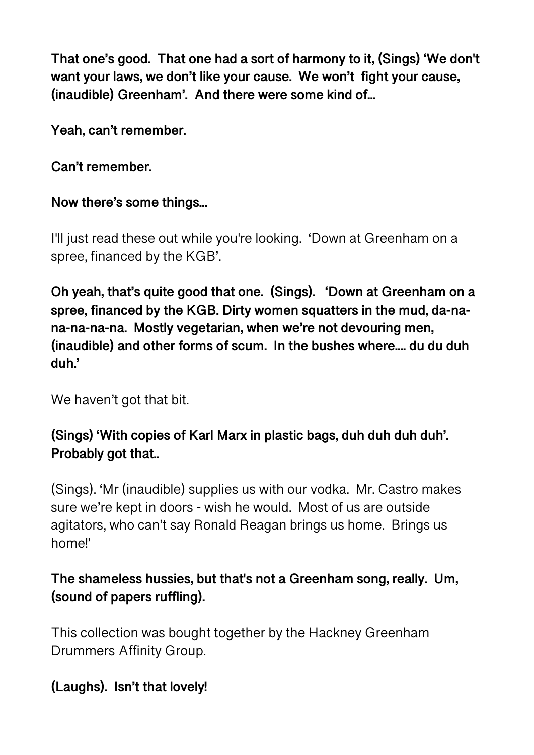**That one's good. That one had a sort of harmony to it, (Sings) 'We don't want your laws, we don't like your cause. We won't fight your cause, (inaudible) Greenham'. And there were some kind of…**

**Yeah, can't remember.**

**Can't remember.**

**Now there's some things…**

I'll just read these out while you're looking. 'Down at Greenham on a spree, financed by the KGB'.

**Oh yeah, that's quite good that one. (Sings). 'Down at Greenham on a spree, financed by the KGB. Dirty women squatters in the mud, da-na-na-na-na-na. Mostly vegetarian, when we're not devouring men, (inaudible) and other forms of scum. In the bushes where…. du du duh duh.'**

We haven't got that bit.

**(Sings) 'With copies of Karl Marx in plastic bags, duh duh duh duh'. Probably got that..**

(Sings). 'Mr (inaudible) supplies us with our vodka. Mr. Castro makes sure we're kept in doors - wish he would. Most of us are outside agitators, who can't say Ronald Reagan brings us home. Brings us home!'

**The shameless hussies, but that's not a Greenham song, really. Um, (sound of papers ruffling).**

This collection was bought together by the Hackney Greenham Drummers Affinity Group.

**(Laughs). Isn't that lovely!**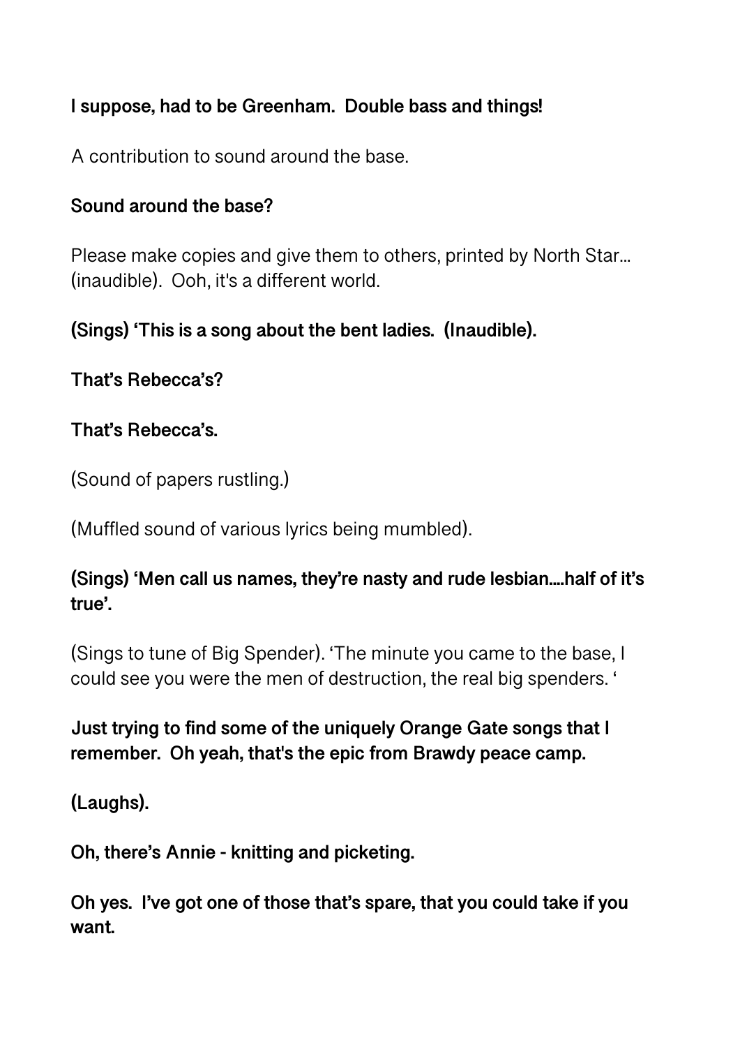**I suppose, had to be Greenham. Double bass and things!**

A contribution to sound around the base.

**Sound around the base?**

Please make copies and give them to others, printed by North Star… (inaudible). Ooh, it's a different world.

**(Sings) 'This is a song about the bent ladies. (Inaudible).**

**That's Rebecca's?**

**That's Rebecca's.**

(Sound of papers rustling.)

(Muffled sound of various lyrics being mumbled).

**(Sings) 'Men call us names, they're nasty and rude lesbian….half of it's true'.**

(Sings to tune of Big Spender). 'The minute you came to the base, I could see you were the men of destruction, the real big spenders. '

**Just trying to find some of the uniquely Orange Gate songs that I remember. Oh yeah, that's the epic from Brawdy peace camp.**

**(Laughs).**

**Oh, there's Annie - knitting and picketing.**

**Oh yes. I've got one of those that's spare, that you could take if you want.**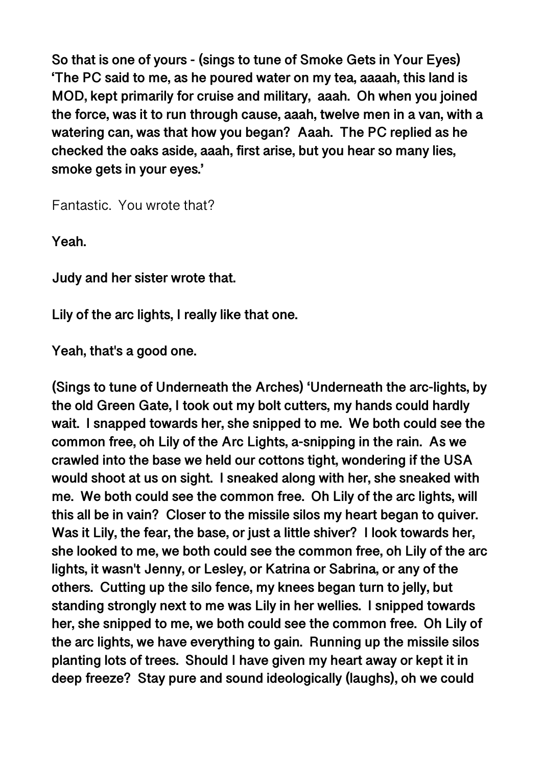**So that is one of yours - (sings to tune of Smoke Gets in Your Eyes) 'The PC said to me, as he poured water on my tea, aaaah, this land is MOD, kept primarily for cruise and military, aaah. Oh when you joined the force, was it to run through cause, aaah, twelve men in a van, with a watering can, was that how you began? Aaah. The PC replied as he checked the oaks aside, aaah, first arise, but you hear so many lies, smoke gets in your eyes.'**

Fantastic. You wrote that?

**Yeah.**

**Judy and her sister wrote that.**

**Lily of the arc lights, I really like that one.**

**Yeah, that's a good one.**

**(Sings to tune of Underneath the Arches) 'Underneath the arc-lights, by the old Green Gate, I took out my bolt cutters, my hands could hardly wait. I snapped towards her, she snipped to me. We both could see the common free, oh Lily of the Arc Lights, a-snipping in the rain. As we crawled into the base we held our cottons tight, wondering if the USA would shoot at us on sight. I sneaked along with her, she sneaked with me. We both could see the common free. Oh Lily of the arc lights, will this all be in vain? Closer to the missile silos my heart began to quiver. Was it Lily, the fear, the base, or just a little shiver? I look towards her, she looked to me, we both could see the common free, oh Lily of the arc lights, it wasn't Jenny, or Lesley, or Katrina or Sabrina, or any of the others. Cutting up the silo fence, my knees began turn to jelly, but standing strongly next to me was Lily in her wellies. I snipped towards her, she snipped to me, we both could see the common free. Oh Lily of the arc lights, we have everything to gain. Running up the missile silos planting lots of trees. Should I have given my heart away or kept it in deep freeze? Stay pure and sound ideologically (laughs), oh we could**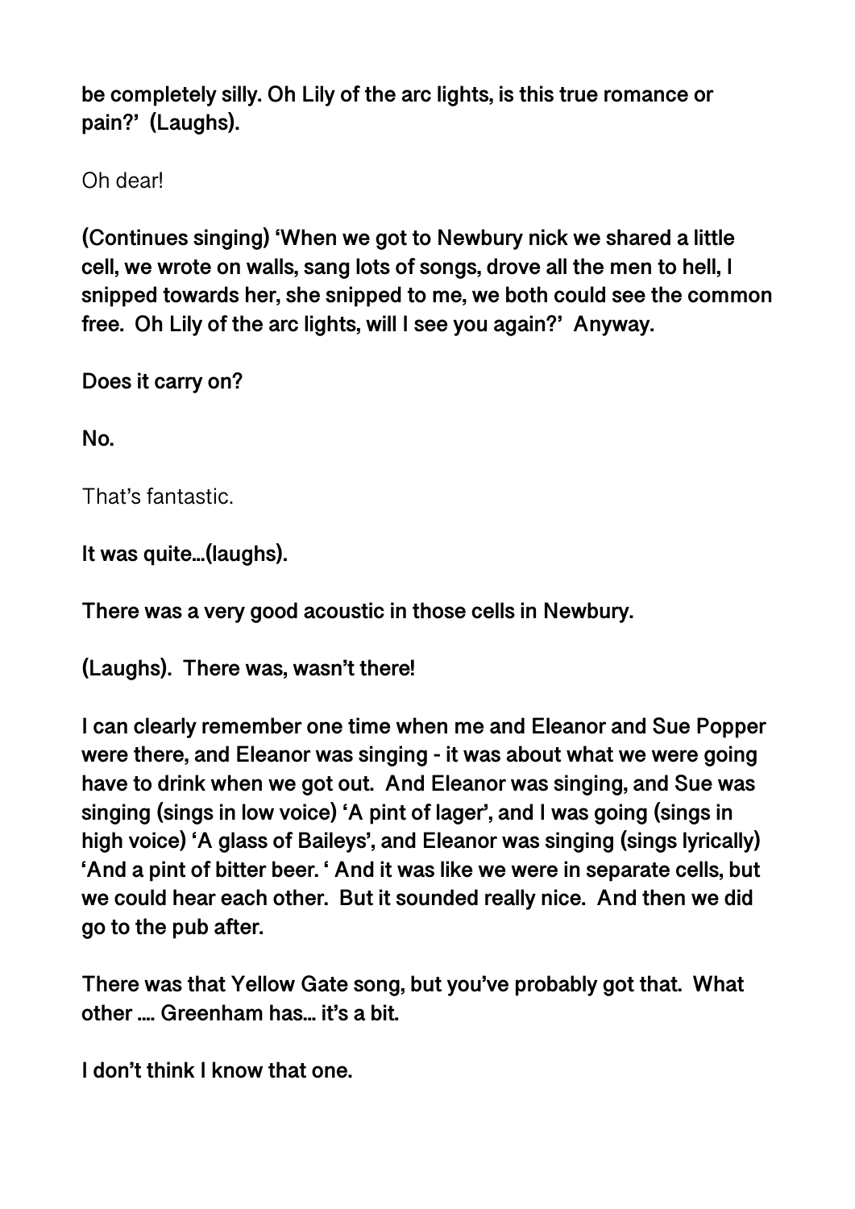**be completely silly. Oh Lily of the arc lights, is this true romance or pain?' (Laughs).**

Oh dear!

**(Continues singing) 'When we got to Newbury nick we shared a little cell, we wrote on walls, sang lots of songs, drove all the men to hell, I snipped towards her, she snipped to me, we both could see the common free. Oh Lily of the arc lights, will I see you again?' Anyway.**

**Does it carry on?**

**No.**

That's fantastic.

**It was quite…(laughs).**

**There was a very good acoustic in those cells in Newbury.**

**(Laughs). There was, wasn't there!**

**I can clearly remember one time when me and Eleanor and Sue Popper were there, and Eleanor was singing - it was about what we were going have to drink when we got out. And Eleanor was singing, and Sue was singing (sings in low voice) 'A pint of lager', and I was going (sings in high voice) 'A glass of Baileys', and Eleanor was singing (sings lyrically) 'And a pint of bitter beer. ' And it was like we were in separate cells, but we could hear each other. But it sounded really nice. And then we did go to the pub after.**

**There was that Yellow Gate song, but you've probably got that. What other …. Greenham has… it's a bit.**

**I don't think I know that one.**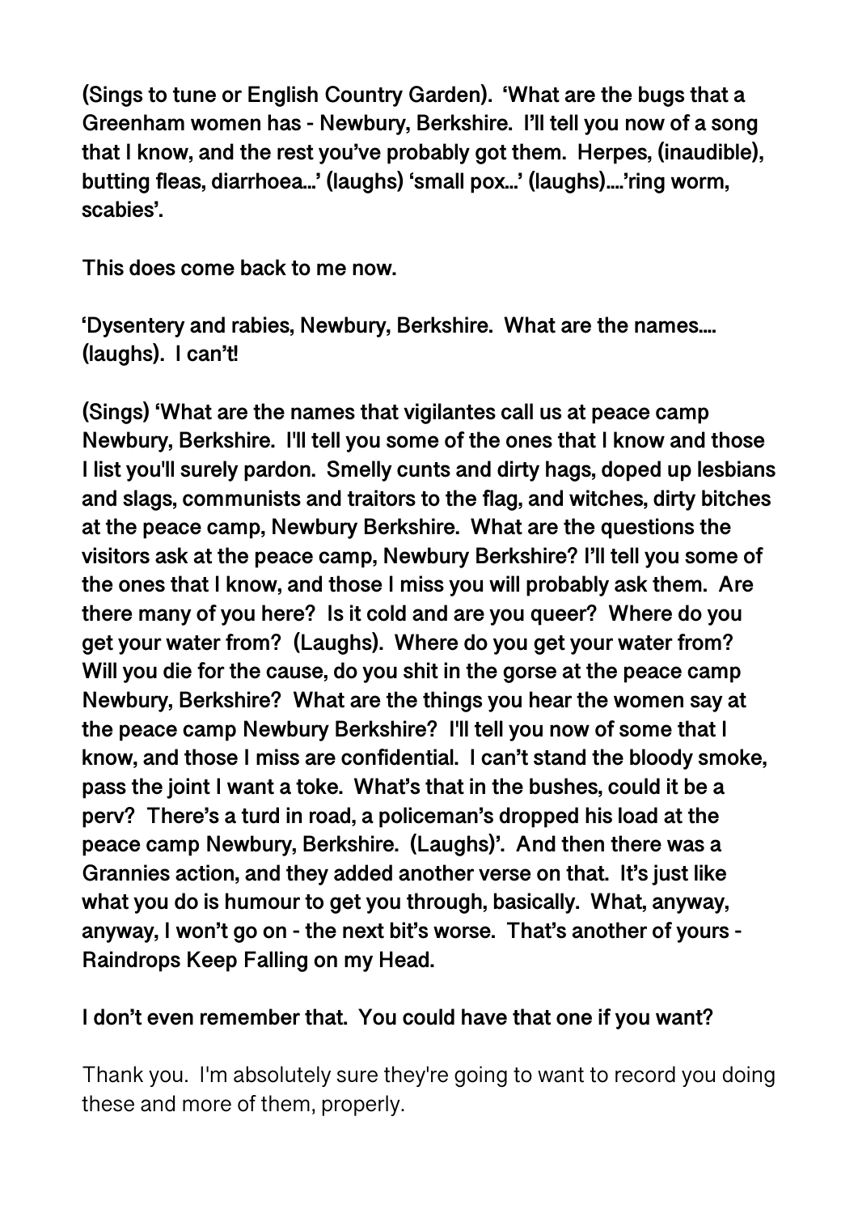**(Sings to tune or English Country Garden). 'What are the bugs that a Greenham women has - Newbury, Berkshire. I'll tell you now of a song that I know, and the rest you've probably got them. Herpes, (inaudible), butting fleas, diarrhoea…' (laughs) 'small pox…' (laughs)….'ring worm, scabies'.**

**This does come back to me now.**

**'Dysentery and rabies, Newbury, Berkshire. What are the names…. (laughs). I can't!**

**(Sings) 'What are the names that vigilantes call us at peace camp Newbury, Berkshire. I'll tell you some of the ones that I know and those I list you'll surely pardon. Smelly cunts and dirty hags, doped up lesbians and slags, communists and traitors to the flag, and witches, dirty bitches at the peace camp, Newbury Berkshire. What are the questions the visitors ask at the peace camp, Newbury Berkshire? I'll tell you some of the ones that I know, and those I miss you will probably ask them. Are there many of you here? Is it cold and are you queer? Where do you get your water from? (Laughs). Where do you get your water from? Will you die for the cause, do you shit in the gorse at the peace camp Newbury, Berkshire? What are the things you hear the women say at the peace camp Newbury Berkshire? I'll tell you now of some that I know, and those I miss are confidential. I can't stand the bloody smoke, pass the joint I want a toke. What's that in the bushes, could it be a perv? There's a turd in road, a policeman's dropped his load at the peace camp Newbury, Berkshire. (Laughs)'. And then there was a Grannies action, and they added another verse on that. It's just like what you do is humour to get you through, basically. What, anyway, anyway, I won't go on - the next bit's worse. That's another of yours - Raindrops Keep Falling on my Head.**

**I don't even remember that. You could have that one if you want?**

Thank you. I'm absolutely sure they're going to want to record you doing these and more of them, properly.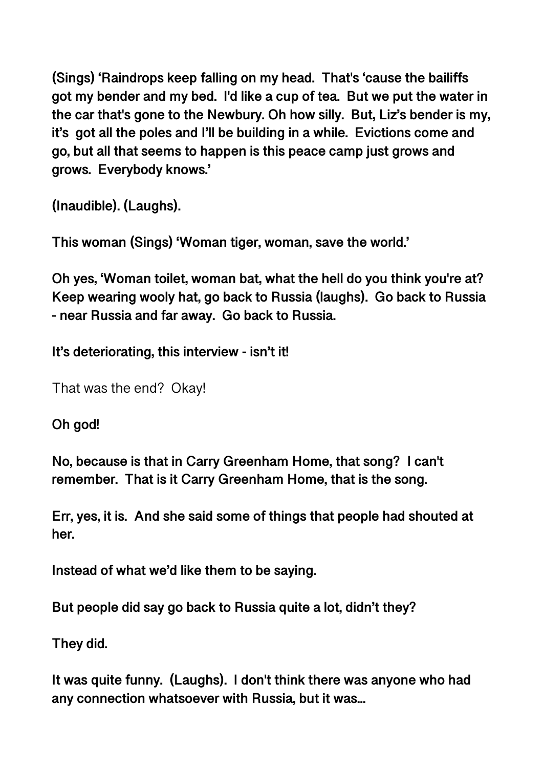**(Sings) 'Raindrops keep falling on my head. That's 'cause the bailiffs got my bender and my bed. I'd like a cup of tea. But we put the water in the car that's gone to the Newbury. Oh how silly. But, Liz's bender is my, it's got all the poles and I'll be building in a while. Evictions come and go, but all that seems to happen is this peace camp just grows and grows. Everybody knows.'**

**(Inaudible). (Laughs).**

**This woman (Sings) 'Woman tiger, woman, save the world.'**

**Oh yes, 'Woman toilet, woman bat, what the hell do you think you're at? Keep wearing wooly hat, go back to Russia (laughs). Go back to Russia - near Russia and far away. Go back to Russia.**

**It's deteriorating, this interview - isn't it!**

That was the end? Okay!

**Oh god!**

**No, because is that in Carry Greenham Home, that song? I can't remember. That is it Carry Greenham Home, that is the song.**

**Err, yes, it is. And she said some of things that people had shouted at her.**

**Instead of what we'd like them to be saying.**

**But people did say go back to Russia quite a lot, didn't they?**

**They did.**

**It was quite funny. (Laughs). I don't think there was anyone who had any connection whatsoever with Russia, but it was...**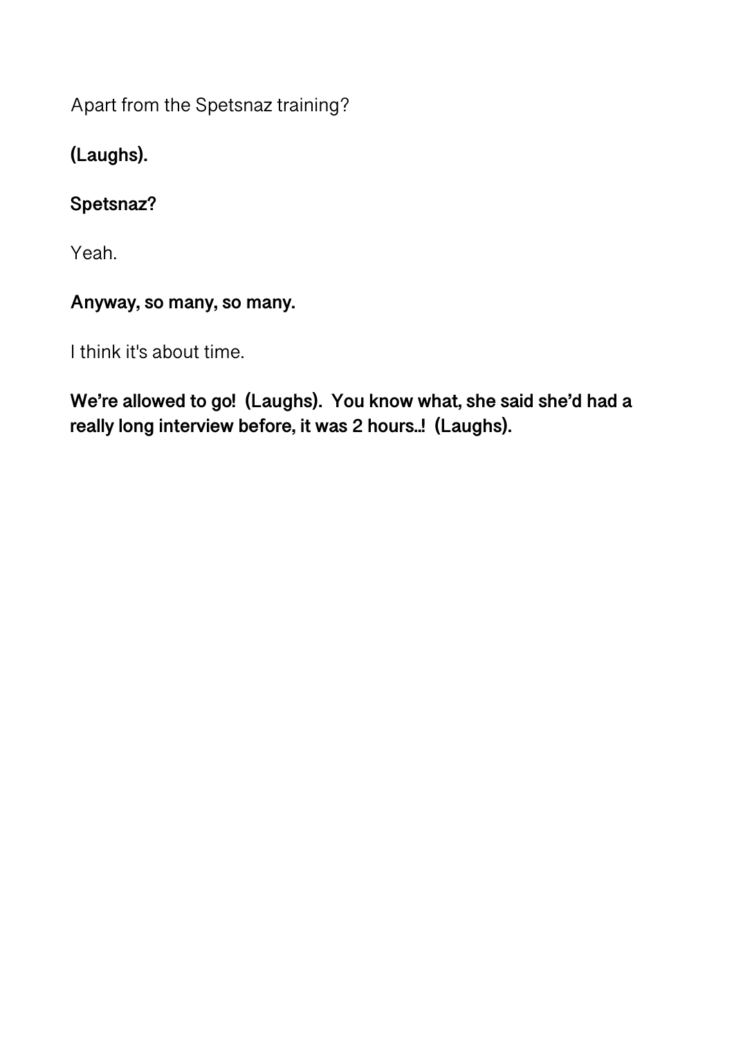Apart from the Spetsnaz training?

**(Laughs).**

**Spetsnaz?**

Yeah.

**Anyway, so many, so many.**

I think it's about time.

**We're allowed to go! (Laughs). You know what, she said she'd had a really long interview before, it was 2 hours..! (Laughs).**